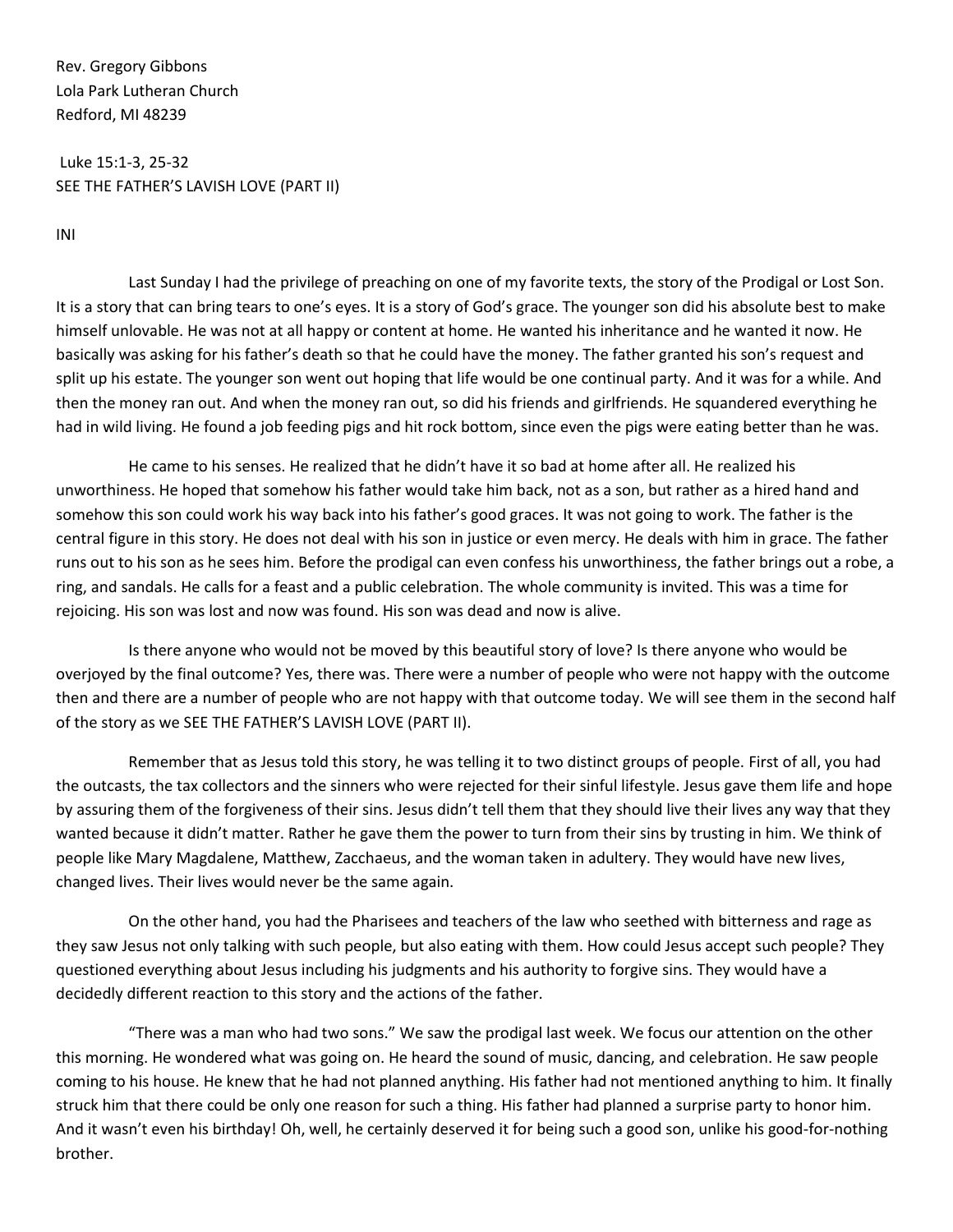Rev. Gregory Gibbons
Lola Park Lutheran Church
Redford, MI 48239

Luke 15:1-3, 25-32
SEE THE FATHER'S LAVISH LOVE (PART II)

INI

Last Sunday I had the privilege of preaching on one of my favorite texts, the story of the Prodigal or Lost Son. It is a story that can bring tears to one's eyes. It is a story of God's grace. The younger son did his absolute best to make himself unlovable. He was not at all happy or content at home. He wanted his inheritance and he wanted it now. He basically was asking for his father's death so that he could have the money. The father granted his son's request and split up his estate. The younger son went out hoping that life would be one continual party. And it was for a while. And then the money ran out. And when the money ran out, so did his friends and girlfriends. He squandered everything he had in wild living. He found a job feeding pigs and hit rock bottom, since even the pigs were eating better than he was.

He came to his senses. He realized that he didn't have it so bad at home after all. He realized his unworthiness. He hoped that somehow his father would take him back, not as a son, but rather as a hired hand and somehow this son could work his way back into his father's good graces. It was not going to work. The father is the central figure in this story. He does not deal with his son in justice or even mercy. He deals with him in grace. The father runs out to his son as he sees him. Before the prodigal can even confess his unworthiness, the father brings out a robe, a ring, and sandals. He calls for a feast and a public celebration. The whole community is invited. This was a time for rejoicing. His son was lost and now was found. His son was dead and now is alive.

Is there anyone who would not be moved by this beautiful story of love? Is there anyone who would be overjoyed by the final outcome? Yes, there was. There were a number of people who were not happy with the outcome then and there are a number of people who are not happy with that outcome today. We will see them in the second half of the story as we SEE THE FATHER'S LAVISH LOVE (PART II).

Remember that as Jesus told this story, he was telling it to two distinct groups of people. First of all, you had the outcasts, the tax collectors and the sinners who were rejected for their sinful lifestyle. Jesus gave them life and hope by assuring them of the forgiveness of their sins. Jesus didn't tell them that they should live their lives any way that they wanted because it didn't matter. Rather he gave them the power to turn from their sins by trusting in him. We think of people like Mary Magdalene, Matthew, Zacchaeus, and the woman taken in adultery. They would have new lives, changed lives. Their lives would never be the same again.

On the other hand, you had the Pharisees and teachers of the law who seethed with bitterness and rage as they saw Jesus not only talking with such people, but also eating with them. How could Jesus accept such people? They questioned everything about Jesus including his judgments and his authority to forgive sins. They would have a decidedly different reaction to this story and the actions of the father.

"There was a man who had two sons." We saw the prodigal last week. We focus our attention on the other this morning. He wondered what was going on. He heard the sound of music, dancing, and celebration. He saw people coming to his house. He knew that he had not planned anything. His father had not mentioned anything to him. It finally struck him that there could be only one reason for such a thing. His father had planned a surprise party to honor him. And it wasn't even his birthday! Oh, well, he certainly deserved it for being such a good son, unlike his good-for-nothing brother.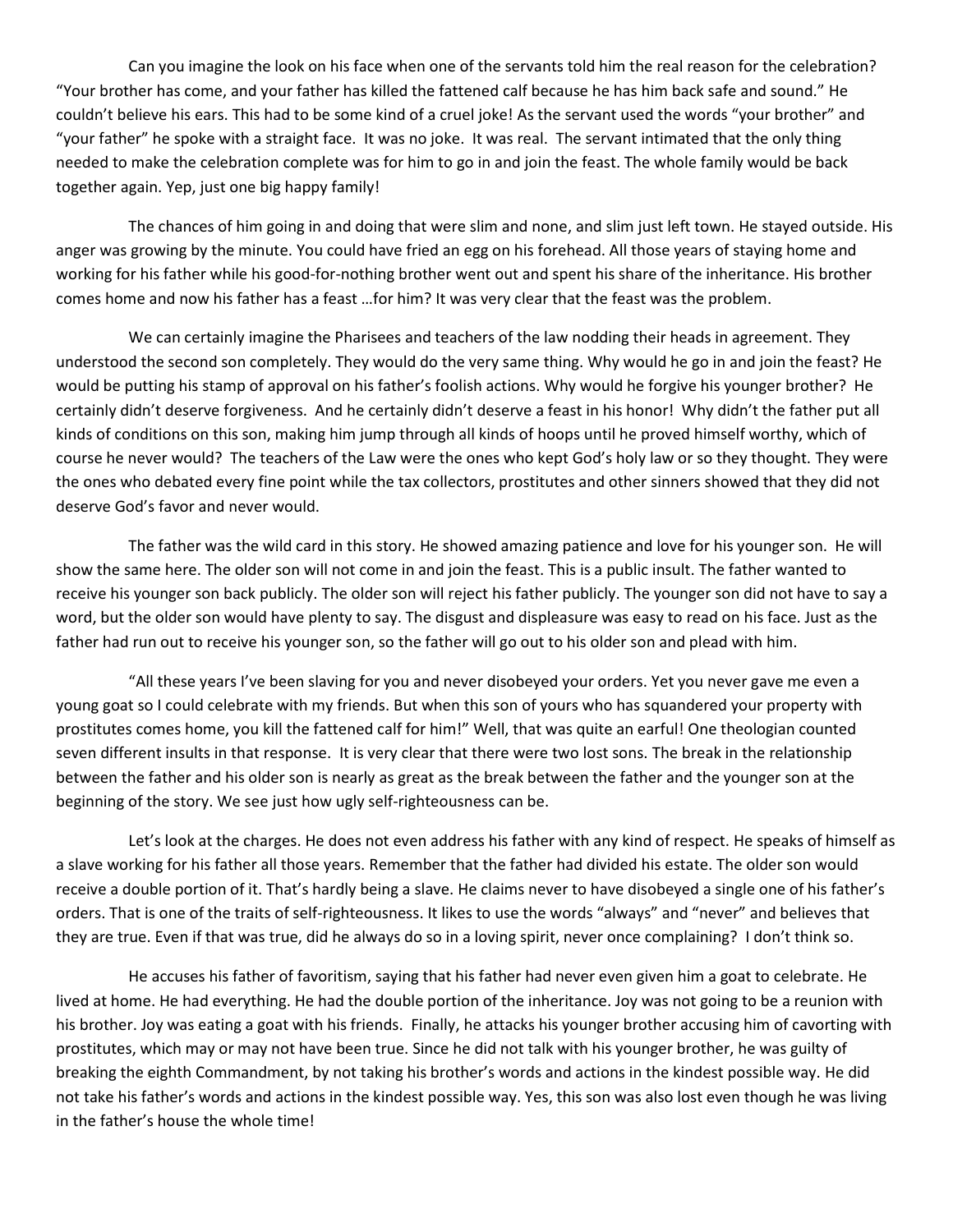Can you imagine the look on his face when one of the servants told him the real reason for the celebration? "Your brother has come, and your father has killed the fattened calf because he has him back safe and sound." He couldn't believe his ears. This had to be some kind of a cruel joke! As the servant used the words "your brother" and "your father" he spoke with a straight face. It was no joke. It was real. The servant intimated that the only thing needed to make the celebration complete was for him to go in and join the feast. The whole family would be back together again. Yep, just one big happy family!

The chances of him going in and doing that were slim and none, and slim just left town. He stayed outside. His anger was growing by the minute. You could have fried an egg on his forehead. All those years of staying home and working for his father while his good-for-nothing brother went out and spent his share of the inheritance. His brother comes home and now his father has a feast …for him? It was very clear that the feast was the problem.

We can certainly imagine the Pharisees and teachers of the law nodding their heads in agreement. They understood the second son completely. They would do the very same thing. Why would he go in and join the feast? He would be putting his stamp of approval on his father's foolish actions. Why would he forgive his younger brother? He certainly didn't deserve forgiveness. And he certainly didn't deserve a feast in his honor! Why didn't the father put all kinds of conditions on this son, making him jump through all kinds of hoops until he proved himself worthy, which of course he never would? The teachers of the Law were the ones who kept God's holy law or so they thought. They were the ones who debated every fine point while the tax collectors, prostitutes and other sinners showed that they did not deserve God's favor and never would.

The father was the wild card in this story. He showed amazing patience and love for his younger son. He will show the same here. The older son will not come in and join the feast. This is a public insult. The father wanted to receive his younger son back publicly. The older son will reject his father publicly. The younger son did not have to say a word, but the older son would have plenty to say. The disgust and displeasure was easy to read on his face. Just as the father had run out to receive his younger son, so the father will go out to his older son and plead with him.

"All these years I've been slaving for you and never disobeyed your orders. Yet you never gave me even a young goat so I could celebrate with my friends. But when this son of yours who has squandered your property with prostitutes comes home, you kill the fattened calf for him!" Well, that was quite an earful! One theologian counted seven different insults in that response. It is very clear that there were two lost sons. The break in the relationship between the father and his older son is nearly as great as the break between the father and the younger son at the beginning of the story. We see just how ugly self-righteousness can be.

Let's look at the charges. He does not even address his father with any kind of respect. He speaks of himself as a slave working for his father all those years. Remember that the father had divided his estate. The older son would receive a double portion of it. That's hardly being a slave. He claims never to have disobeyed a single one of his father's orders. That is one of the traits of self-righteousness. It likes to use the words "always" and "never" and believes that they are true. Even if that was true, did he always do so in a loving spirit, never once complaining? I don't think so.

He accuses his father of favoritism, saying that his father had never even given him a goat to celebrate. He lived at home. He had everything. He had the double portion of the inheritance. Joy was not going to be a reunion with his brother. Joy was eating a goat with his friends. Finally, he attacks his younger brother accusing him of cavorting with prostitutes, which may or may not have been true. Since he did not talk with his younger brother, he was guilty of breaking the eighth Commandment, by not taking his brother's words and actions in the kindest possible way. He did not take his father's words and actions in the kindest possible way. Yes, this son was also lost even though he was living in the father's house the whole time!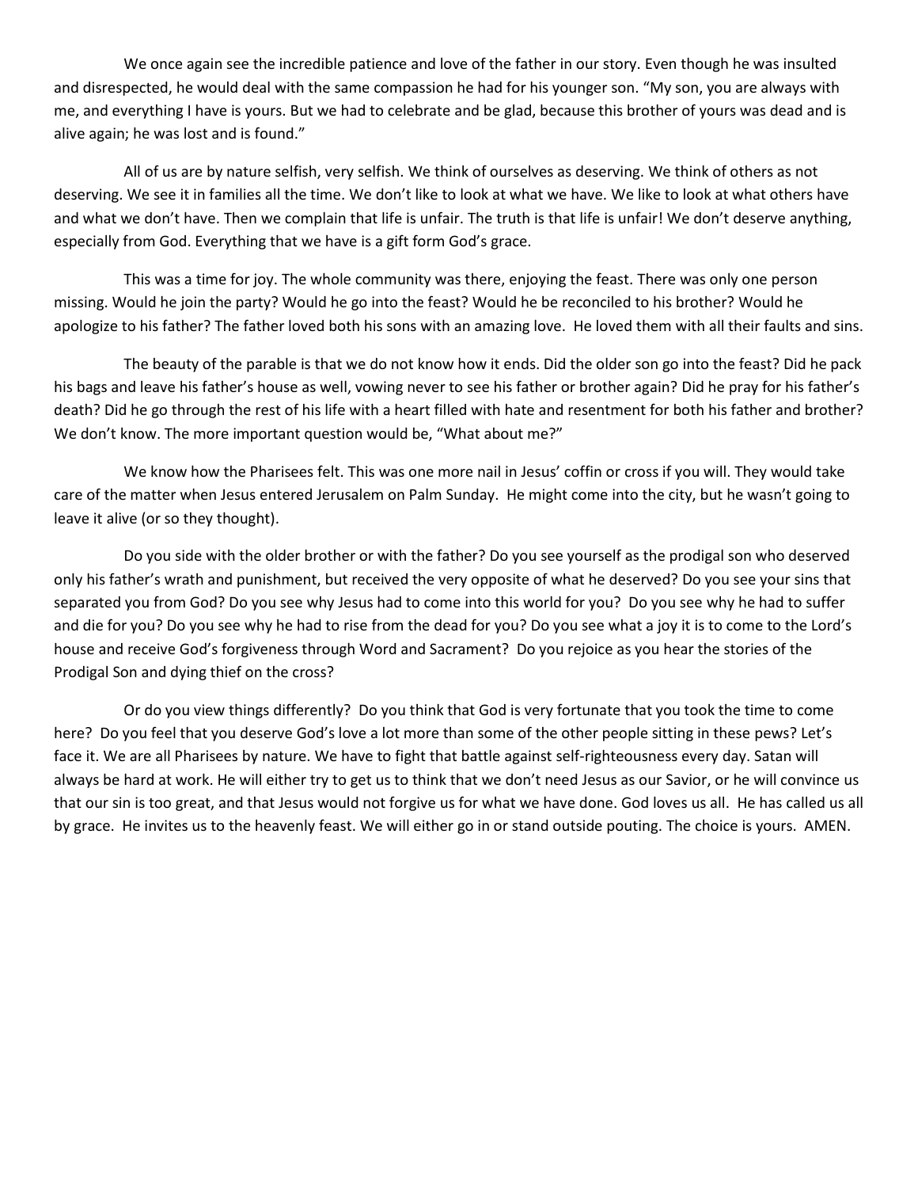We once again see the incredible patience and love of the father in our story. Even though he was insulted and disrespected, he would deal with the same compassion he had for his younger son. "My son, you are always with me, and everything I have is yours. But we had to celebrate and be glad, because this brother of yours was dead and is alive again; he was lost and is found."

All of us are by nature selfish, very selfish. We think of ourselves as deserving. We think of others as not deserving. We see it in families all the time. We don't like to look at what we have. We like to look at what others have and what we don't have. Then we complain that life is unfair. The truth is that life is unfair! We don't deserve anything, especially from God. Everything that we have is a gift form God's grace.

This was a time for joy. The whole community was there, enjoying the feast. There was only one person missing. Would he join the party? Would he go into the feast? Would he be reconciled to his brother? Would he apologize to his father? The father loved both his sons with an amazing love. He loved them with all their faults and sins.

The beauty of the parable is that we do not know how it ends. Did the older son go into the feast? Did he pack his bags and leave his father's house as well, vowing never to see his father or brother again? Did he pray for his father's death? Did he go through the rest of his life with a heart filled with hate and resentment for both his father and brother? We don't know. The more important question would be, "What about me?"

We know how the Pharisees felt. This was one more nail in Jesus' coffin or cross if you will. They would take care of the matter when Jesus entered Jerusalem on Palm Sunday. He might come into the city, but he wasn't going to leave it alive (or so they thought).

Do you side with the older brother or with the father? Do you see yourself as the prodigal son who deserved only his father's wrath and punishment, but received the very opposite of what he deserved? Do you see your sins that separated you from God? Do you see why Jesus had to come into this world for you? Do you see why he had to suffer and die for you? Do you see why he had to rise from the dead for you? Do you see what a joy it is to come to the Lord's house and receive God's forgiveness through Word and Sacrament? Do you rejoice as you hear the stories of the Prodigal Son and dying thief on the cross?

Or do you view things differently? Do you think that God is very fortunate that you took the time to come here? Do you feel that you deserve God's love a lot more than some of the other people sitting in these pews? Let's face it. We are all Pharisees by nature. We have to fight that battle against self-righteousness every day. Satan will always be hard at work. He will either try to get us to think that we don't need Jesus as our Savior, or he will convince us that our sin is too great, and that Jesus would not forgive us for what we have done. God loves us all. He has called us all by grace. He invites us to the heavenly feast. We will either go in or stand outside pouting. The choice is yours. AMEN.